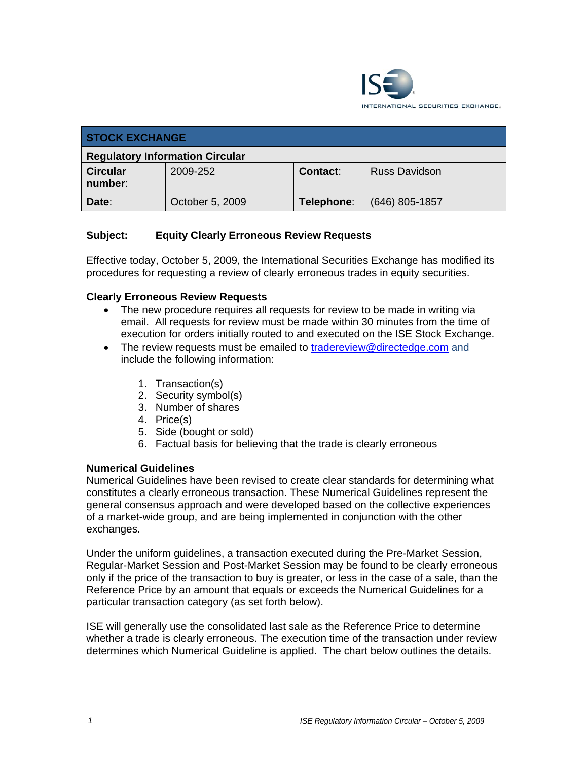INTERNATIONAL SECURITIES EXCHANGE.

| STOCK EXCHANGE | | | |
|---|---|---|---|
| **Regulatory Information Circular** | | | |
| **Circular number**: | 2009-252 | **Contact**: | Russ Davidson |
| **Date**: | October 5, 2009 | **Telephone**: | (646) 805-1857 |

**Subject: Equity Clearly Erroneous Review Requests**

Effective today, October 5, 2009, the International Securities Exchange has modified its procedures for requesting a review of clearly erroneous trades in equity securities.

**Clearly Erroneous Review Requests**

- The new procedure requires all requests for review to be made in writing via email. All requests for review must be made within 30 minutes from the time of execution for orders initially routed to and executed on the ISE Stock Exchange.
- The review requests must be emailed to tradereview@directedge.com and include the following information:

  1. Transaction(s)
  2. Security symbol(s)
  3. Number of shares
  4. Price(s)
  5. Side (bought or sold)
  6. Factual basis for believing that the trade is clearly erroneous

**Numerical Guidelines**

Numerical Guidelines have been revised to create clear standards for determining what constitutes a clearly erroneous transaction. These Numerical Guidelines represent the general consensus approach and were developed based on the collective experiences of a market-wide group, and are being implemented in conjunction with the other exchanges.

Under the uniform guidelines, a transaction executed during the Pre-Market Session, Regular-Market Session and Post-Market Session may be found to be clearly erroneous only if the price of the transaction to buy is greater, or less in the case of a sale, than the Reference Price by an amount that equals or exceeds the Numerical Guidelines for a particular transaction category (as set forth below).

ISE will generally use the consolidated last sale as the Reference Price to determine whether a trade is clearly erroneous. The execution time of the transaction under review determines which Numerical Guideline is applied. The chart below outlines the details.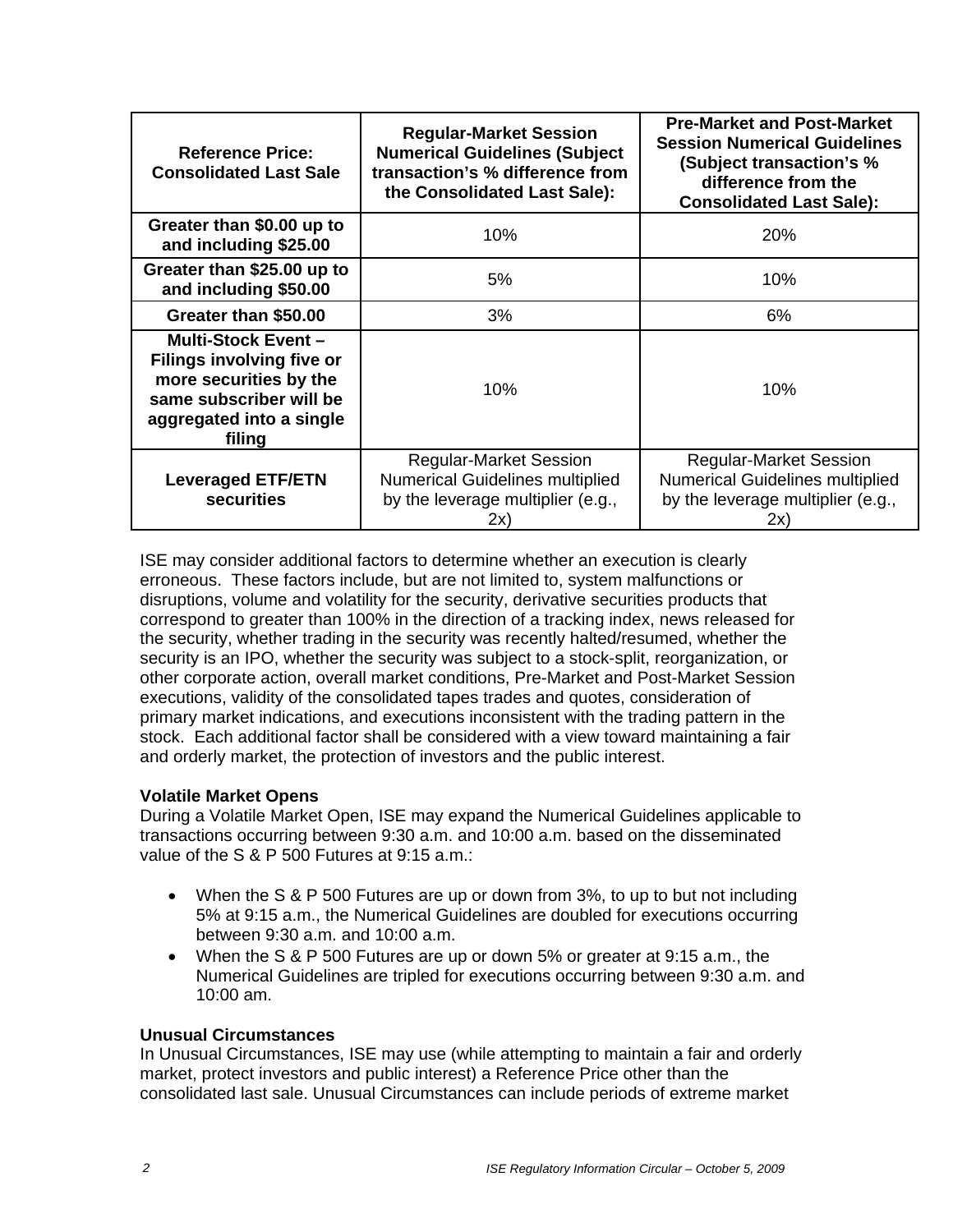| Reference Price: Consolidated Last Sale | Regular-Market Session Numerical Guidelines (Subject transaction's % difference from the Consolidated Last Sale): | Pre-Market and Post-Market Session Numerical Guidelines (Subject transaction's % difference from the Consolidated Last Sale): |
|---|---|---|
| **Greater than $0.00 up to and including $25.00** | 10% | 20% |
| **Greater than $25.00 up to and including $50.00** | 5% | 10% |
| **Greater than $50.00** | 3% | 6% |
| **Multi-Stock Event – Filings involving five or more securities by the same subscriber will be aggregated into a single filing** | 10% | 10% |
| **Leveraged ETF/ETN securities** | Regular-Market Session Numerical Guidelines multiplied by the leverage multiplier (e.g., 2x) | Regular-Market Session Numerical Guidelines multiplied by the leverage multiplier (e.g., 2x) |

ISE may consider additional factors to determine whether an execution is clearly erroneous. These factors include, but are not limited to, system malfunctions or disruptions, volume and volatility for the security, derivative securities products that correspond to greater than 100% in the direction of a tracking index, news released for the security, whether trading in the security was recently halted/resumed, whether the security is an IPO, whether the security was subject to a stock-split, reorganization, or other corporate action, overall market conditions, Pre-Market and Post-Market Session executions, validity of the consolidated tapes trades and quotes, consideration of primary market indications, and executions inconsistent with the trading pattern in the stock. Each additional factor shall be considered with a view toward maintaining a fair and orderly market, the protection of investors and the public interest.

**Volatile Market Opens**

During a Volatile Market Open, ISE may expand the Numerical Guidelines applicable to transactions occurring between 9:30 a.m. and 10:00 a.m. based on the disseminated value of the S & P 500 Futures at 9:15 a.m.:

- When the S & P 500 Futures are up or down from 3%, to up to but not including 5% at 9:15 a.m., the Numerical Guidelines are doubled for executions occurring between 9:30 a.m. and 10:00 a.m.
- When the S & P 500 Futures are up or down 5% or greater at 9:15 a.m., the Numerical Guidelines are tripled for executions occurring between 9:30 a.m. and 10:00 am.

**Unusual Circumstances**

In Unusual Circumstances, ISE may use (while attempting to maintain a fair and orderly market, protect investors and public interest) a Reference Price other than the consolidated last sale. Unusual Circumstances can include periods of extreme market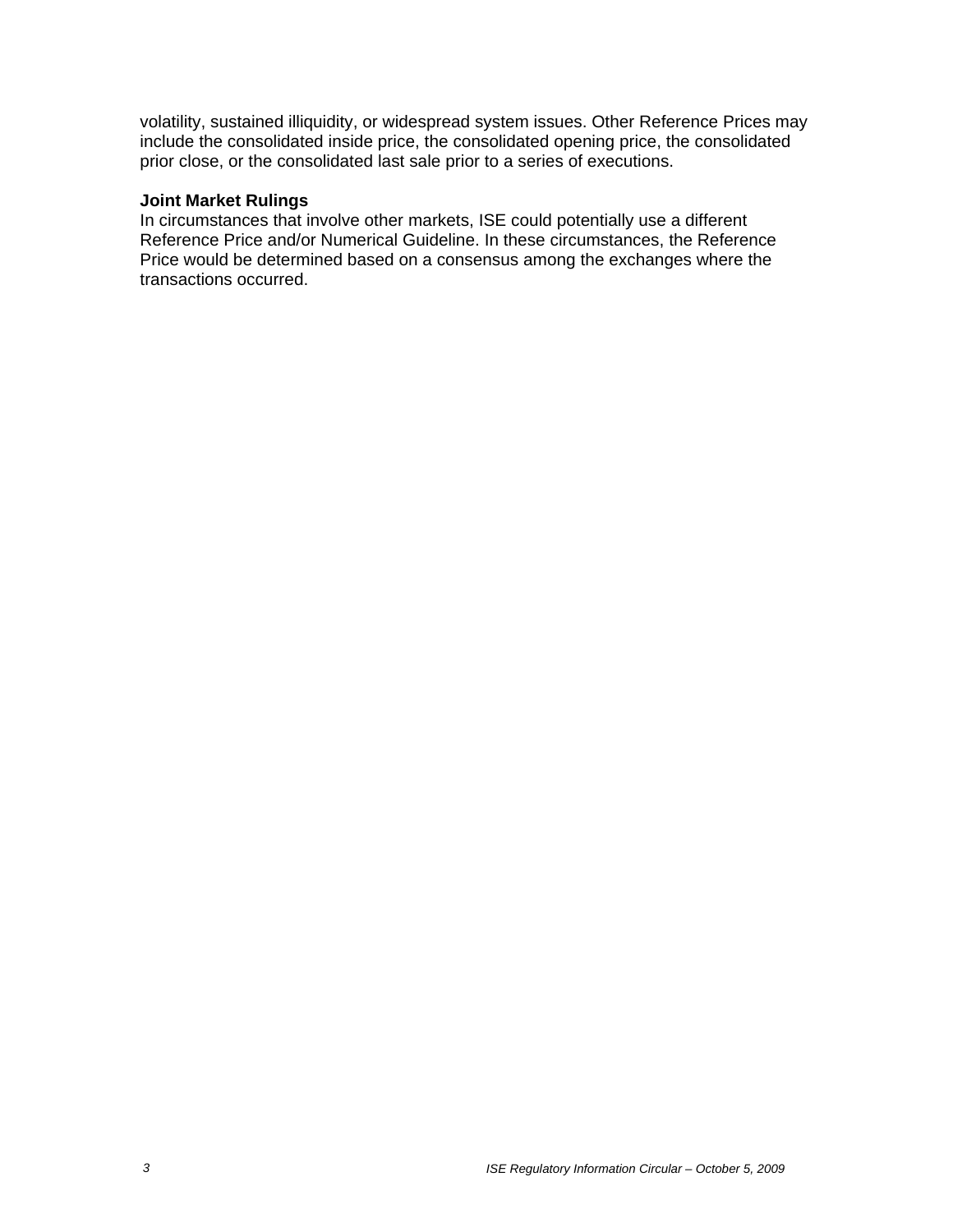volatility, sustained illiquidity, or widespread system issues. Other Reference Prices may include the consolidated inside price, the consolidated opening price, the consolidated prior close, or the consolidated last sale prior to a series of executions.

**Joint Market Rulings**

In circumstances that involve other markets, ISE could potentially use a different Reference Price and/or Numerical Guideline. In these circumstances, the Reference Price would be determined based on a consensus among the exchanges where the transactions occurred.